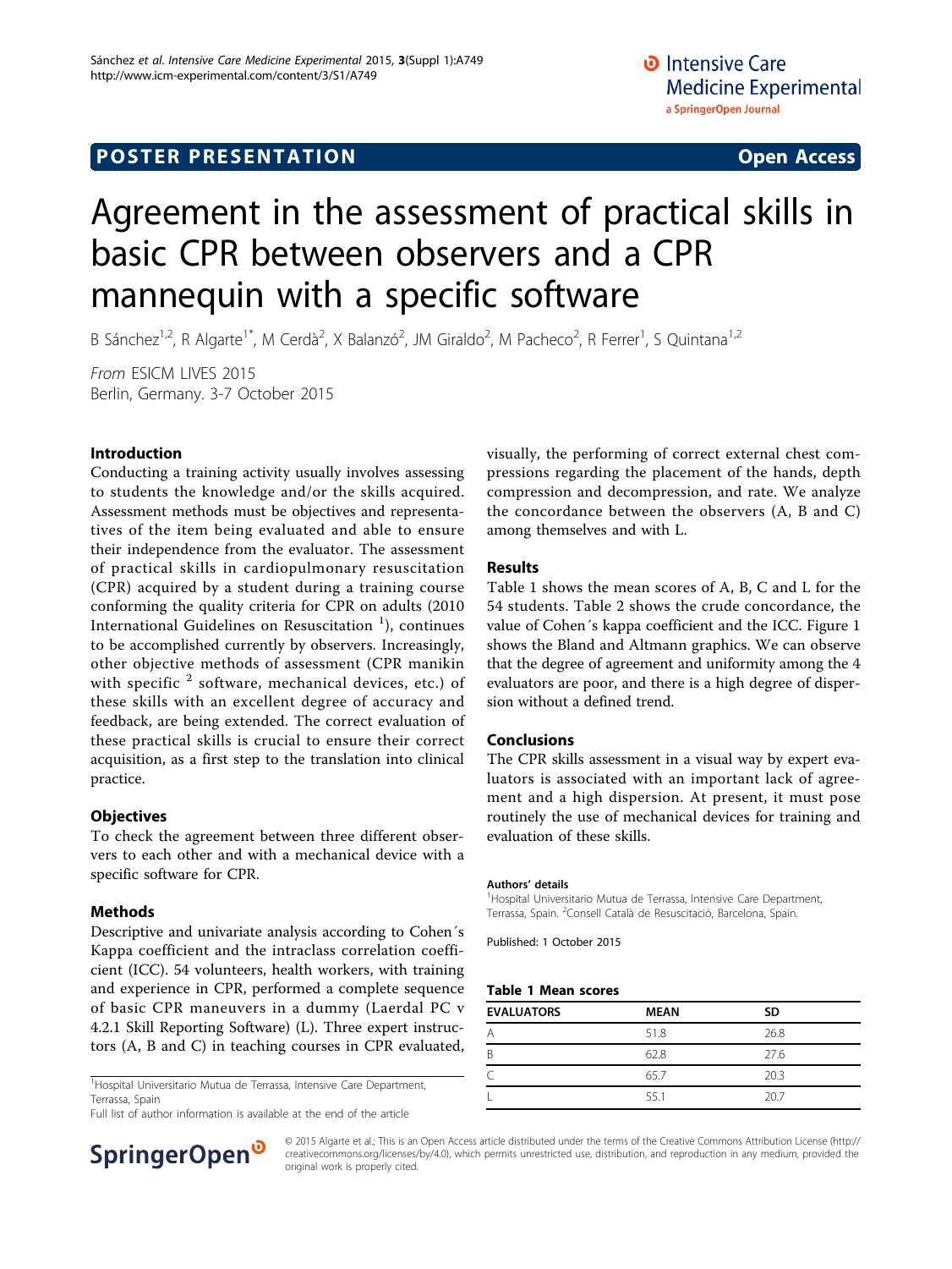POSTER PRESENTATION Open Access

# Agreement in the assessment of practical skills in basic CPR between observers and a CPR mannequin with a specific software

B Sánchez[1,2], R Algarte[1*], M Cerdà[2], X Balanzó[2], JM Giraldo[2], M Pacheco[2], R Ferrer[1], S Quintana[1,2]

*From* ESICM LIVES 2015
Berlin, Germany. 3-7 October 2015

## Introduction

Conducting a training activity usually involves assessing to students the knowledge and/or the skills acquired. Assessment methods must be objectives and representatives of the item being evaluated and able to ensure their independence from the evaluator. The assessment of practical skills in cardiopulmonary resuscitation (CPR) acquired by a student during a training course conforming the quality criteria for CPR on adults (2010 International Guidelines on Resuscitation [1]), continues to be accomplished currently by observers. Increasingly, other objective methods of assessment (CPR manikin with specific [2] software, mechanical devices, etc.) of these skills with an excellent degree of accuracy and feedback, are being extended. The correct evaluation of these practical skills is crucial to ensure their correct acquisition, as a first step to the translation into clinical practice.

## Objectives

To check the agreement between three different observers to each other and with a mechanical device with a specific software for CPR.

## Methods

Descriptive and univariate analysis according to Cohen´s Kappa coefficient and the intraclass correlation coefficient (ICC). 54 volunteers, health workers, with training and experience in CPR, performed a complete sequence of basic CPR maneuvers in a dummy (Laerdal PC v 4.2.1 Skill Reporting Software) (L). Three expert instructors (A, B and C) in teaching courses in CPR evaluated, visually, the performing of correct external chest compressions regarding the placement of the hands, depth compression and decompression, and rate. We analyze the concordance between the observers (A, B and C) among themselves and with L.

## Results

Table 1 shows the mean scores of A, B, C and L for the 54 students. Table 2 shows the crude concordance, the value of Cohen´s kappa coefficient and the ICC. Figure 1 shows the Bland and Altmann graphics. We can observe that the degree of agreement and uniformity among the 4 evaluators are poor, and there is a high degree of dispersion without a defined trend.

## Conclusions

The CPR skills assessment in a visual way by expert evaluators is associated with an important lack of agreement and a high dispersion. At present, it must pose routinely the use of mechanical devices for training and evaluation of these skills.

**Table 1 Mean scores**

| EVALUATORS | MEAN | SD |
|---|---|---|
| A | 51.8 | 26.8 |
| B | 62.8 | 27.6 |
| C | 65.7 | 20.3 |
| L | 55.1 | 20.7 |

### Authors' details

[1]Hospital Universitario Mutua de Terrassa, Intensive Care Department, Terrassa, Spain. [2]Consell Català de Resuscitació, Barcelona, Spain.

Published: 1 October 2015

[1]Hospital Universitario Mutua de Terrassa, Intensive Care Department, Terrassa, Spain
Full list of author information is available at the end of the article

© 2015 Algarte et al.; This is an Open Access article distributed under the terms of the Creative Commons Attribution License (http://creativecommons.org/licenses/by/4.0), which permits unrestricted use, distribution, and reproduction in any medium, provided the original work is properly cited.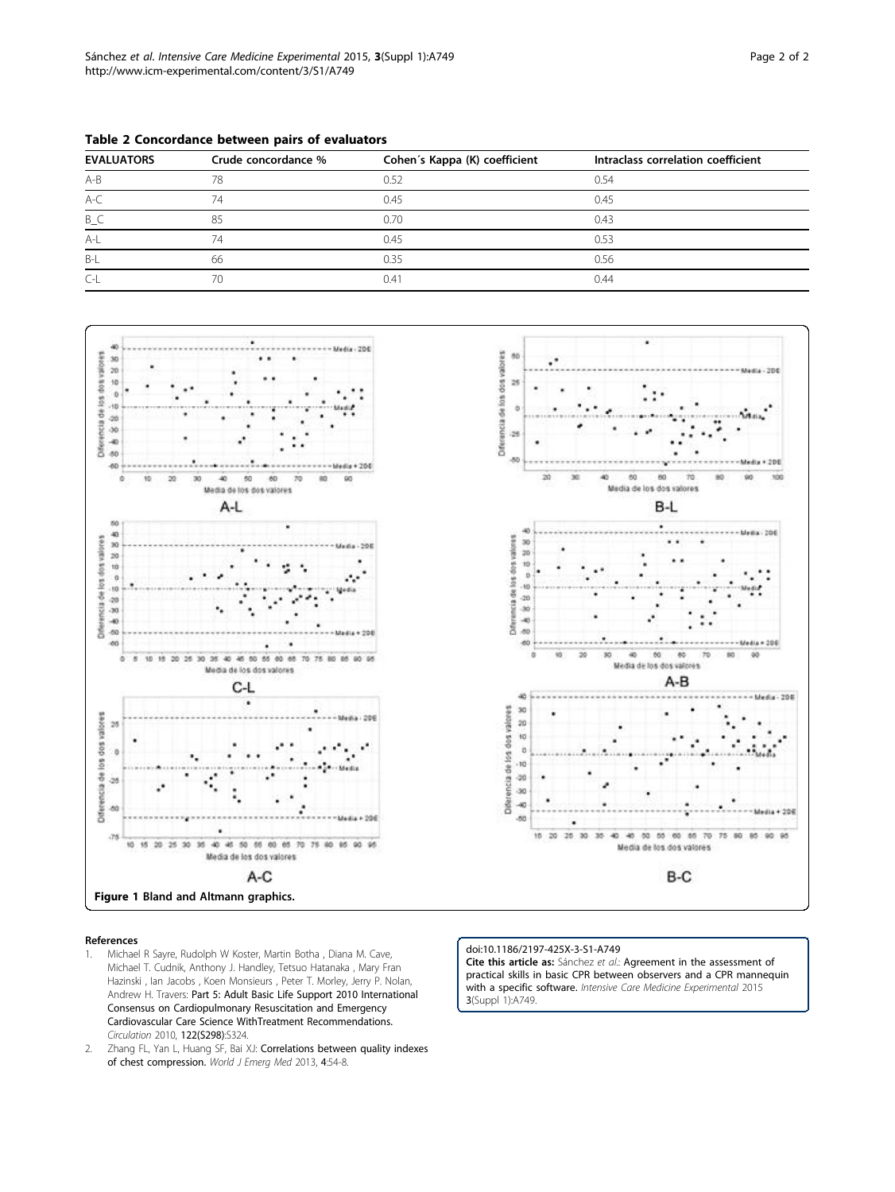**Table 2 Concordance between pairs of evaluators**

| EVALUATORS | Crude concordance % | Cohen´s Kappa (K) coefficient | Intraclass correlation coefficient |
|---|---|---|---|
| A-B | 78 | 0.52 | 0.54 |
| A-C | 74 | 0.45 | 0.45 |
| B_C | 85 | 0.70 | 0.43 |
| A-L | 74 | 0.45 | 0.53 |
| B-L | 66 | 0.35 | 0.56 |
| C-L | 70 | 0.41 | 0.44 |

A-L

B-L

C-L

A-B

A-C

B-C

Media - 2DE

Media

Media + 2DE

Diferencia de los dos valores

Media de los dos valores

**Figure 1 Bland and Altmann graphics.**

## References

1. Michael R Sayre, Rudolph W Koster, Martin Botha , Diana M. Cave, Michael T. Cudnik, Anthony J. Handley, Tetsuo Hatanaka , Mary Fran Hazinski , Ian Jacobs , Koen Monsieurs , Peter T. Morley, Jerry P. Nolan, Andrew H. Travers: **Part 5: Adult Basic Life Support 2010 International Consensus on Cardiopulmonary Resuscitation and Emergency Cardiovascular Care Science WithTreatment Recommendations.** *Circulation* 2010, **122(S298)**:S324.
2. Zhang FL, Yan L, Huang SF, Bai XJ: **Correlations between quality indexes of chest compression.** *World J Emerg Med* 2013, **4**:54-8.

doi:10.1186/2197-425X-3-S1-A749

**Cite this article as:** Sánchez *et al.*: Agreement in the assessment of practical skills in basic CPR between observers and a CPR mannequin with a specific software. *Intensive Care Medicine Experimental* 2015 **3**(Suppl 1):A749.